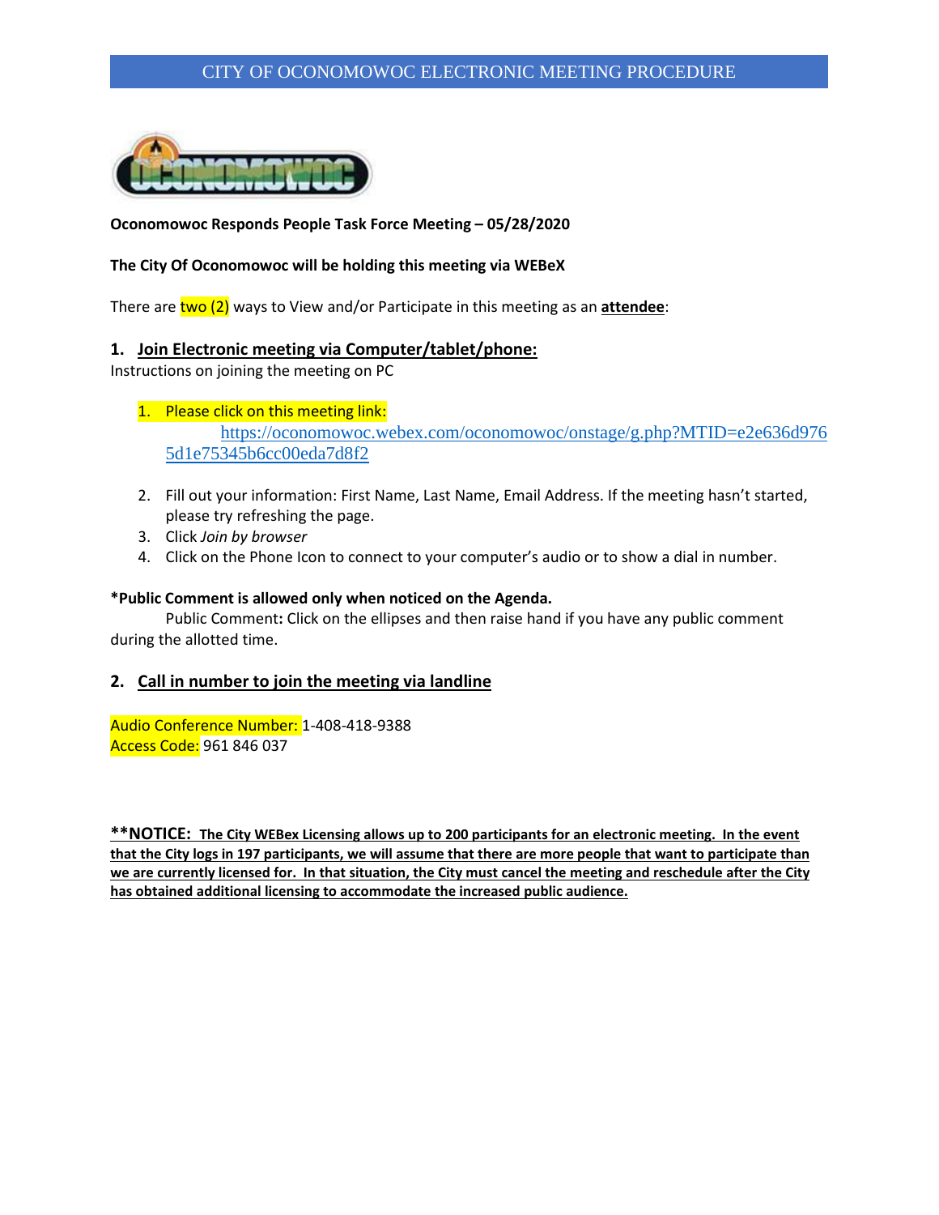CITY OF OCONOMOWOC ELECTRONIC MEETING PROCEDURE

**Oconomowoc Responds People Task Force Meeting – 05/28/2020**

**The City Of Oconomowoc will be holding this meeting via WEBeX**

There are two (2) ways to View and/or Participate in this meeting as an **attendee**:

## 1. Join Electronic meeting via Computer/tablet/phone:

Instructions on joining the meeting on PC

1. Please click on this meeting link: https://oconomowoc.webex.com/oconomowoc/onstage/g.php?MTID=e2e636d9765d1e75345b6cc00eda7d8f2
2. Fill out your information: First Name, Last Name, Email Address. If the meeting hasn't started, please try refreshing the page.
3. Click *Join by browser*
4. Click on the Phone Icon to connect to your computer's audio or to show a dial in number.

**\*Public Comment is allowed only when noticed on the Agenda.**

Public Comment**:** Click on the ellipses and then raise hand if you have any public comment during the allotted time.

## 2. Call in number to join the meeting via landline

Audio Conference Number: 1-408-418-9388
Access Code: 961 846 037

**\*\*NOTICE: The City WEBex Licensing allows up to 200 participants for an electronic meeting. In the event that the City logs in 197 participants, we will assume that there are more people that want to participate than we are currently licensed for. In that situation, the City must cancel the meeting and reschedule after the City has obtained additional licensing to accommodate the increased public audience.**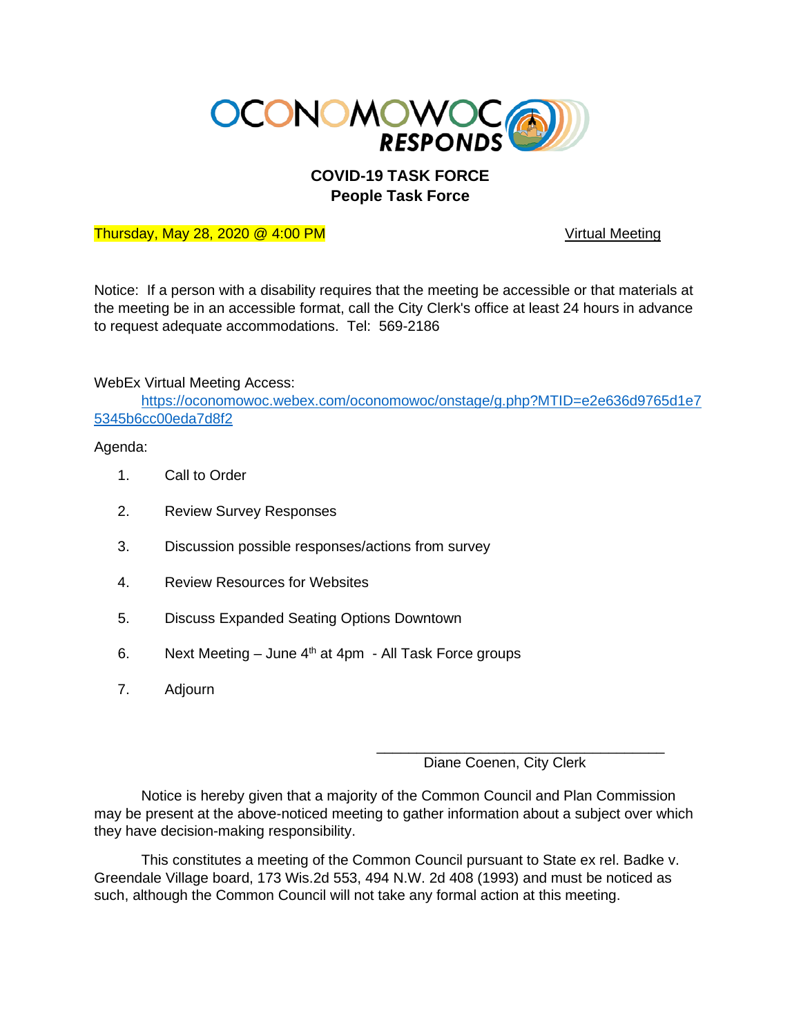OCONOMOWOC RESPONDS

## COVID-19 TASK FORCE
## People Task Force

Thursday, May 28, 2020 @ 4:00 PM — Virtual Meeting

Notice: If a person with a disability requires that the meeting be accessible or that materials at the meeting be in an accessible format, call the City Clerk's office at least 24 hours in advance to request adequate accommodations. Tel: 569-2186

WebEx Virtual Meeting Access:
https://oconomowoc.webex.com/oconomowoc/onstage/g.php?MTID=e2e636d9765d1e75345b6cc00eda7d8f2

Agenda:

1. Call to Order
2. Review Survey Responses
3. Discussion possible responses/actions from survey
4. Review Resources for Websites
5. Discuss Expanded Seating Options Downtown
6. Next Meeting – June 4th at 4pm - All Task Force groups
7. Adjourn

\_\_\_\_\_\_\_\_\_\_\_\_\_\_\_\_\_\_\_\_\_\_\_\_\_\_\_\_\_\_\_\_\_\_\_\_
Diane Coenen, City Clerk

Notice is hereby given that a majority of the Common Council and Plan Commission may be present at the above-noticed meeting to gather information about a subject over which they have decision-making responsibility.

This constitutes a meeting of the Common Council pursuant to State ex rel. Badke v. Greendale Village board, 173 Wis.2d 553, 494 N.W. 2d 408 (1993) and must be noticed as such, although the Common Council will not take any formal action at this meeting.